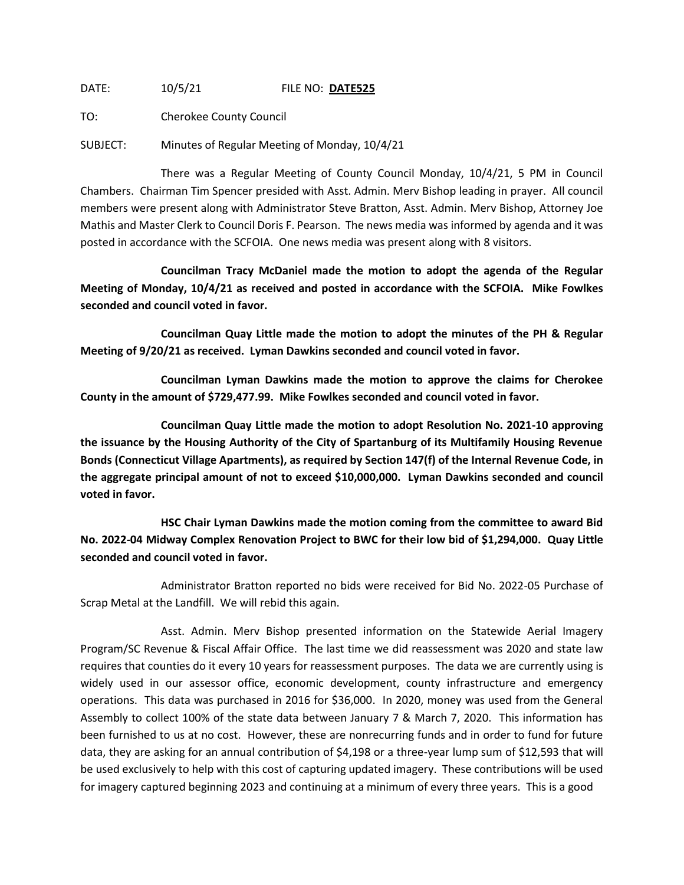DATE: 10/5/21 FILE NO: **DATE525**

TO: Cherokee County Council

SUBJECT: Minutes of Regular Meeting of Monday, 10/4/21

There was a Regular Meeting of County Council Monday, 10/4/21, 5 PM in Council Chambers. Chairman Tim Spencer presided with Asst. Admin. Merv Bishop leading in prayer. All council members were present along with Administrator Steve Bratton, Asst. Admin. Merv Bishop, Attorney Joe Mathis and Master Clerk to Council Doris F. Pearson. The news media was informed by agenda and it was posted in accordance with the SCFOIA. One news media was present along with 8 visitors.

**Councilman Tracy McDaniel made the motion to adopt the agenda of the Regular Meeting of Monday, 10/4/21 as received and posted in accordance with the SCFOIA. Mike Fowlkes seconded and council voted in favor.**

**Councilman Quay Little made the motion to adopt the minutes of the PH & Regular Meeting of 9/20/21 as received. Lyman Dawkins seconded and council voted in favor.**

**Councilman Lyman Dawkins made the motion to approve the claims for Cherokee County in the amount of $729,477.99. Mike Fowlkes seconded and council voted in favor.**

**Councilman Quay Little made the motion to adopt Resolution No. 2021-10 approving the issuance by the Housing Authority of the City of Spartanburg of its Multifamily Housing Revenue Bonds (Connecticut Village Apartments), as required by Section 147(f) of the Internal Revenue Code, in the aggregate principal amount of not to exceed $10,000,000. Lyman Dawkins seconded and council voted in favor.**

**HSC Chair Lyman Dawkins made the motion coming from the committee to award Bid No. 2022-04 Midway Complex Renovation Project to BWC for their low bid of $1,294,000. Quay Little seconded and council voted in favor.**

Administrator Bratton reported no bids were received for Bid No. 2022-05 Purchase of Scrap Metal at the Landfill. We will rebid this again.

Asst. Admin. Merv Bishop presented information on the Statewide Aerial Imagery Program/SC Revenue & Fiscal Affair Office. The last time we did reassessment was 2020 and state law requires that counties do it every 10 years for reassessment purposes. The data we are currently using is widely used in our assessor office, economic development, county infrastructure and emergency operations. This data was purchased in 2016 for $36,000. In 2020, money was used from the General Assembly to collect 100% of the state data between January 7 & March 7, 2020. This information has been furnished to us at no cost. However, these are nonrecurring funds and in order to fund for future data, they are asking for an annual contribution of $4,198 or a three-year lump sum of $12,593 that will be used exclusively to help with this cost of capturing updated imagery. These contributions will be used for imagery captured beginning 2023 and continuing at a minimum of every three years. This is a good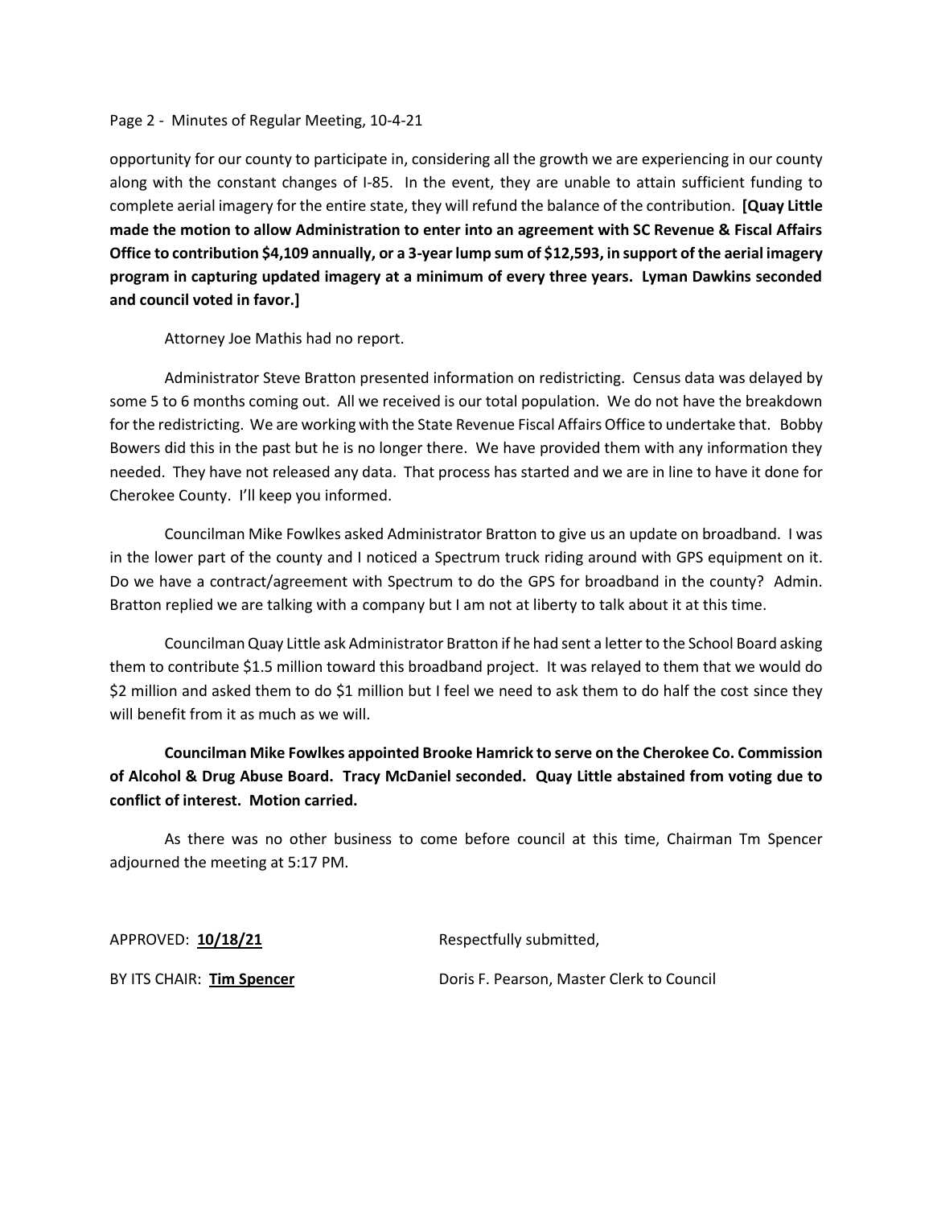opportunity for our county to participate in, considering all the growth we are experiencing in our county along with the constant changes of I-85. In the event, they are unable to attain sufficient funding to complete aerial imagery for the entire state, they will refund the balance of the contribution. **[Quay Little made the motion to allow Administration to enter into an agreement with SC Revenue & Fiscal Affairs Office to contribution $4,109 annually, or a 3-year lump sum of $12,593, in support of the aerial imagery program in capturing updated imagery at a minimum of every three years. Lyman Dawkins seconded and council voted in favor.]**

Attorney Joe Mathis had no report.

Administrator Steve Bratton presented information on redistricting. Census data was delayed by some 5 to 6 months coming out. All we received is our total population. We do not have the breakdown for the redistricting. We are working with the State Revenue Fiscal Affairs Office to undertake that. Bobby Bowers did this in the past but he is no longer there. We have provided them with any information they needed. They have not released any data. That process has started and we are in line to have it done for Cherokee County. I'll keep you informed.

Councilman Mike Fowlkes asked Administrator Bratton to give us an update on broadband. I was in the lower part of the county and I noticed a Spectrum truck riding around with GPS equipment on it. Do we have a contract/agreement with Spectrum to do the GPS for broadband in the county? Admin. Bratton replied we are talking with a company but I am not at liberty to talk about it at this time.

Councilman Quay Little ask Administrator Bratton if he had sent a letter to the School Board asking them to contribute $1.5 million toward this broadband project. It was relayed to them that we would do $2 million and asked them to do $1 million but I feel we need to ask them to do half the cost since they will benefit from it as much as we will.

**Councilman Mike Fowlkes appointed Brooke Hamrick to serve on the Cherokee Co. Commission of Alcohol & Drug Abuse Board. Tracy McDaniel seconded. Quay Little abstained from voting due to conflict of interest. Motion carried.**

As there was no other business to come before council at this time, Chairman Tm Spencer adjourned the meeting at 5:17 PM.

APPROVED: **10/18/21**

BY ITS CHAIR: **Tim Spencer**

Respectfully submitted,

Doris F. Pearson, Master Clerk to Council